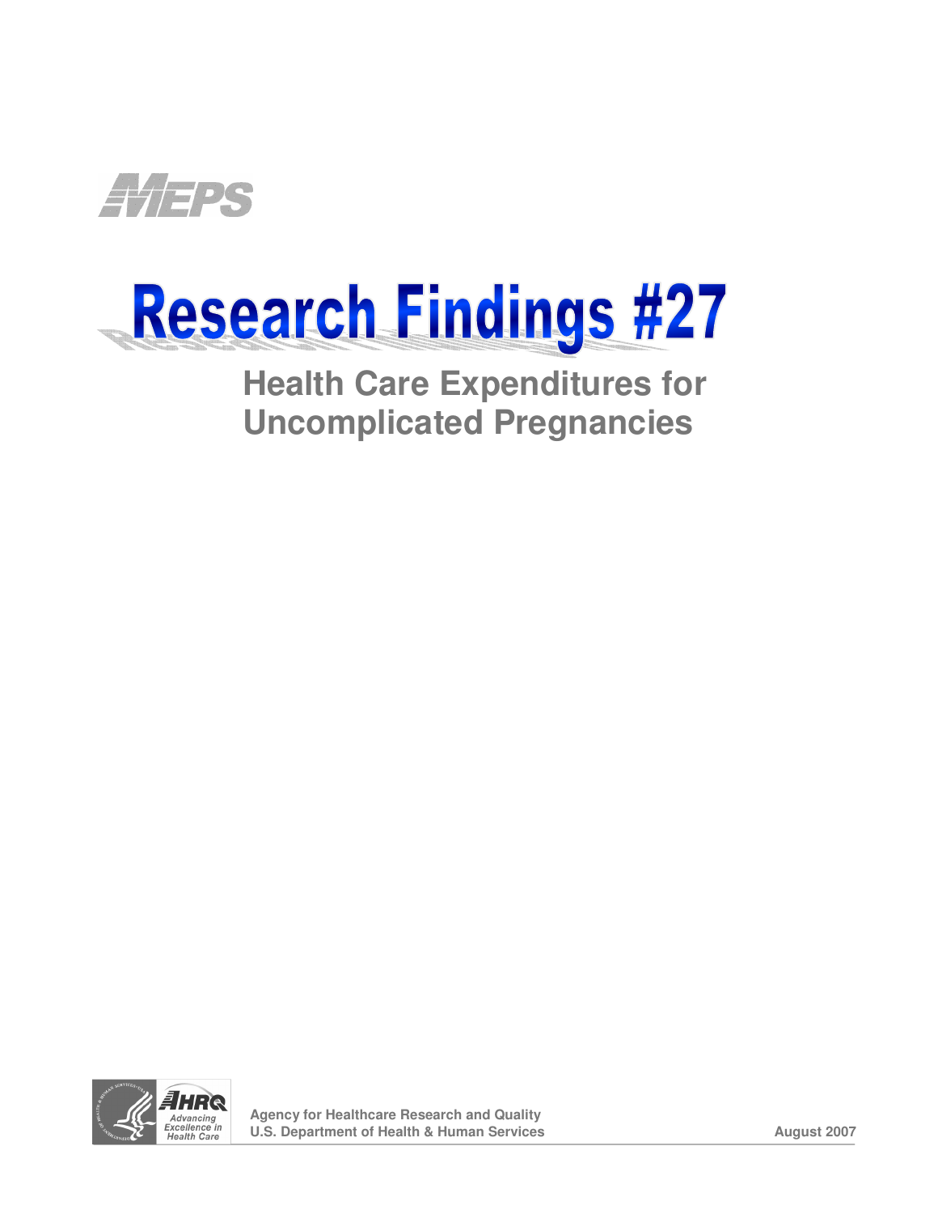MEPS

# Research Findings #27

## Health Care Expenditures for Uncomplicated Pregnancies

Agency for Healthcare Research and Quality
U.S. Department of Health & Human Services

August 2007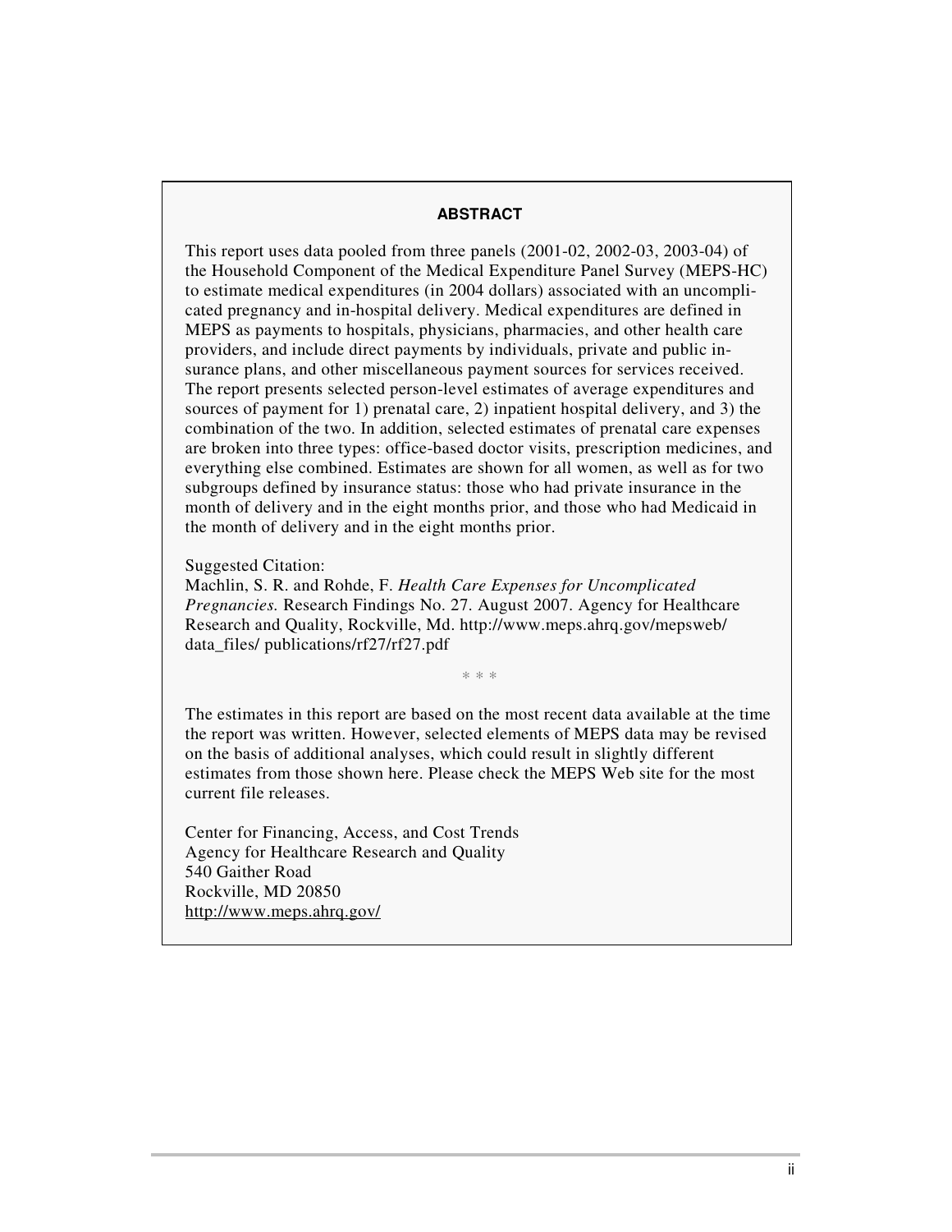## ABSTRACT

This report uses data pooled from three panels (2001-02, 2002-03, 2003-04) of the Household Component of the Medical Expenditure Panel Survey (MEPS-HC) to estimate medical expenditures (in 2004 dollars) associated with an uncomplicated pregnancy and in-hospital delivery. Medical expenditures are defined in MEPS as payments to hospitals, physicians, pharmacies, and other health care providers, and include direct payments by individuals, private and public insurance plans, and other miscellaneous payment sources for services received. The report presents selected person-level estimates of average expenditures and sources of payment for 1) prenatal care, 2) inpatient hospital delivery, and 3) the combination of the two. In addition, selected estimates of prenatal care expenses are broken into three types: office-based doctor visits, prescription medicines, and everything else combined. Estimates are shown for all women, as well as for two subgroups defined by insurance status: those who had private insurance in the month of delivery and in the eight months prior, and those who had Medicaid in the month of delivery and in the eight months prior.

Suggested Citation:
Machlin, S. R. and Rohde, F. *Health Care Expenses for Uncomplicated Pregnancies.* Research Findings No. 27. August 2007. Agency for Healthcare Research and Quality, Rockville, Md. http://www.meps.ahrq.gov/mepsweb/ data_files/ publications/rf27/rf27.pdf

\* \* \*

The estimates in this report are based on the most recent data available at the time the report was written. However, selected elements of MEPS data may be revised on the basis of additional analyses, which could result in slightly different estimates from those shown here. Please check the MEPS Web site for the most current file releases.

Center for Financing, Access, and Cost Trends
Agency for Healthcare Research and Quality
540 Gaither Road
Rockville, MD 20850
http://www.meps.ahrq.gov/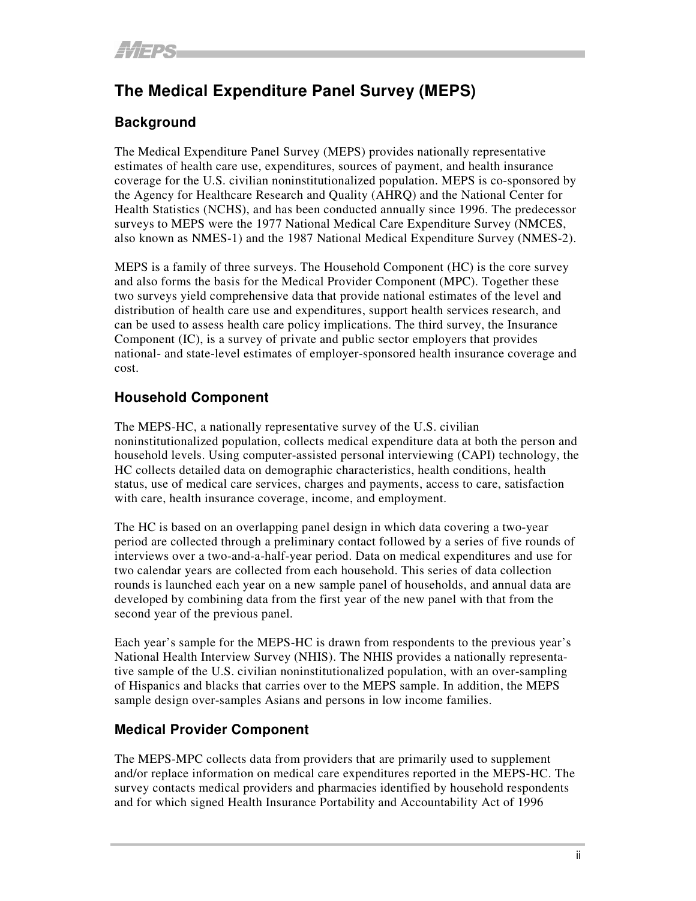# The Medical Expenditure Panel Survey (MEPS)

## Background

The Medical Expenditure Panel Survey (MEPS) provides nationally representative estimates of health care use, expenditures, sources of payment, and health insurance coverage for the U.S. civilian noninstitutionalized population. MEPS is co-sponsored by the Agency for Healthcare Research and Quality (AHRQ) and the National Center for Health Statistics (NCHS), and has been conducted annually since 1996. The predecessor surveys to MEPS were the 1977 National Medical Care Expenditure Survey (NMCES, also known as NMES-1) and the 1987 National Medical Expenditure Survey (NMES-2).

MEPS is a family of three surveys. The Household Component (HC) is the core survey and also forms the basis for the Medical Provider Component (MPC). Together these two surveys yield comprehensive data that provide national estimates of the level and distribution of health care use and expenditures, support health services research, and can be used to assess health care policy implications. The third survey, the Insurance Component (IC), is a survey of private and public sector employers that provides national- and state-level estimates of employer-sponsored health insurance coverage and cost.

## Household Component

The MEPS-HC, a nationally representative survey of the U.S. civilian noninstitutionalized population, collects medical expenditure data at both the person and household levels. Using computer-assisted personal interviewing (CAPI) technology, the HC collects detailed data on demographic characteristics, health conditions, health status, use of medical care services, charges and payments, access to care, satisfaction with care, health insurance coverage, income, and employment.

The HC is based on an overlapping panel design in which data covering a two-year period are collected through a preliminary contact followed by a series of five rounds of interviews over a two-and-a-half-year period. Data on medical expenditures and use for two calendar years are collected from each household. This series of data collection rounds is launched each year on a new sample panel of households, and annual data are developed by combining data from the first year of the new panel with that from the second year of the previous panel.

Each year's sample for the MEPS-HC is drawn from respondents to the previous year's National Health Interview Survey (NHIS). The NHIS provides a nationally representative sample of the U.S. civilian noninstitutionalized population, with an over-sampling of Hispanics and blacks that carries over to the MEPS sample. In addition, the MEPS sample design over-samples Asians and persons in low income families.

## Medical Provider Component

The MEPS-MPC collects data from providers that are primarily used to supplement and/or replace information on medical care expenditures reported in the MEPS-HC. The survey contacts medical providers and pharmacies identified by household respondents and for which signed Health Insurance Portability and Accountability Act of 1996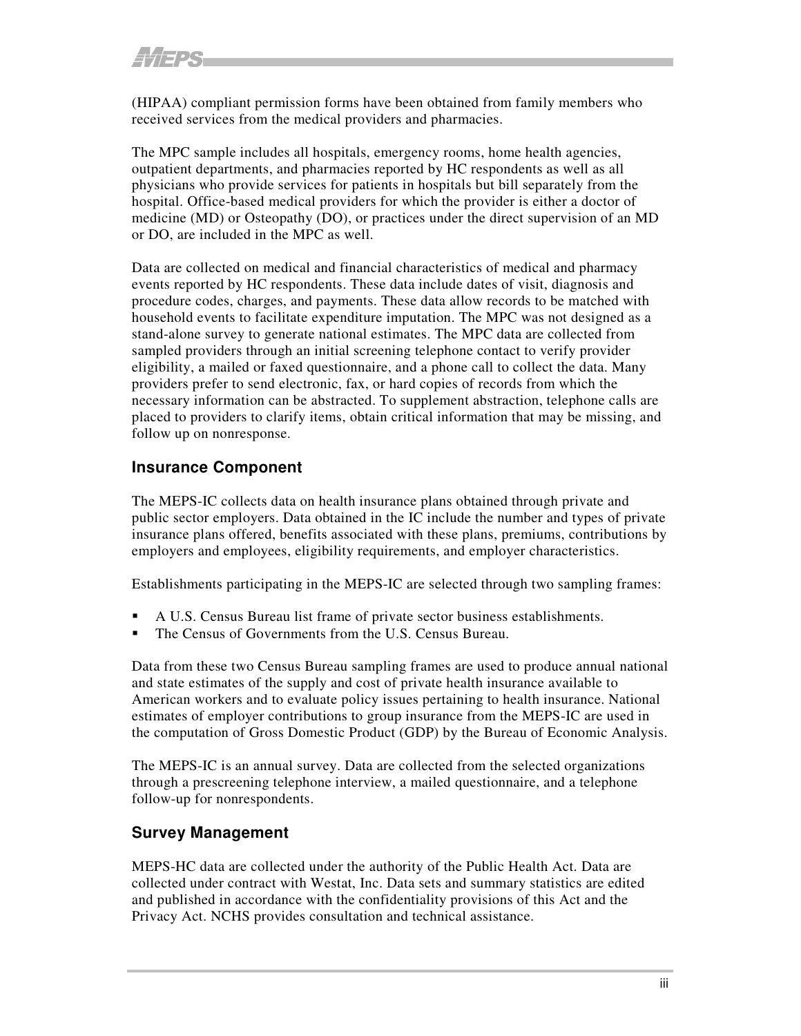(HIPAA) compliant permission forms have been obtained from family members who received services from the medical providers and pharmacies.

The MPC sample includes all hospitals, emergency rooms, home health agencies, outpatient departments, and pharmacies reported by HC respondents as well as all physicians who provide services for patients in hospitals but bill separately from the hospital. Office-based medical providers for which the provider is either a doctor of medicine (MD) or Osteopathy (DO), or practices under the direct supervision of an MD or DO, are included in the MPC as well.

Data are collected on medical and financial characteristics of medical and pharmacy events reported by HC respondents. These data include dates of visit, diagnosis and procedure codes, charges, and payments. These data allow records to be matched with household events to facilitate expenditure imputation. The MPC was not designed as a stand-alone survey to generate national estimates. The MPC data are collected from sampled providers through an initial screening telephone contact to verify provider eligibility, a mailed or faxed questionnaire, and a phone call to collect the data. Many providers prefer to send electronic, fax, or hard copies of records from which the necessary information can be abstracted. To supplement abstraction, telephone calls are placed to providers to clarify items, obtain critical information that may be missing, and follow up on nonresponse.

## Insurance Component

The MEPS-IC collects data on health insurance plans obtained through private and public sector employers. Data obtained in the IC include the number and types of private insurance plans offered, benefits associated with these plans, premiums, contributions by employers and employees, eligibility requirements, and employer characteristics.

Establishments participating in the MEPS-IC are selected through two sampling frames:

- A U.S. Census Bureau list frame of private sector business establishments.
- The Census of Governments from the U.S. Census Bureau.

Data from these two Census Bureau sampling frames are used to produce annual national and state estimates of the supply and cost of private health insurance available to American workers and to evaluate policy issues pertaining to health insurance. National estimates of employer contributions to group insurance from the MEPS-IC are used in the computation of Gross Domestic Product (GDP) by the Bureau of Economic Analysis.

The MEPS-IC is an annual survey. Data are collected from the selected organizations through a prescreening telephone interview, a mailed questionnaire, and a telephone follow-up for nonrespondents.

## Survey Management

MEPS-HC data are collected under the authority of the Public Health Act. Data are collected under contract with Westat, Inc. Data sets and summary statistics are edited and published in accordance with the confidentiality provisions of this Act and the Privacy Act. NCHS provides consultation and technical assistance.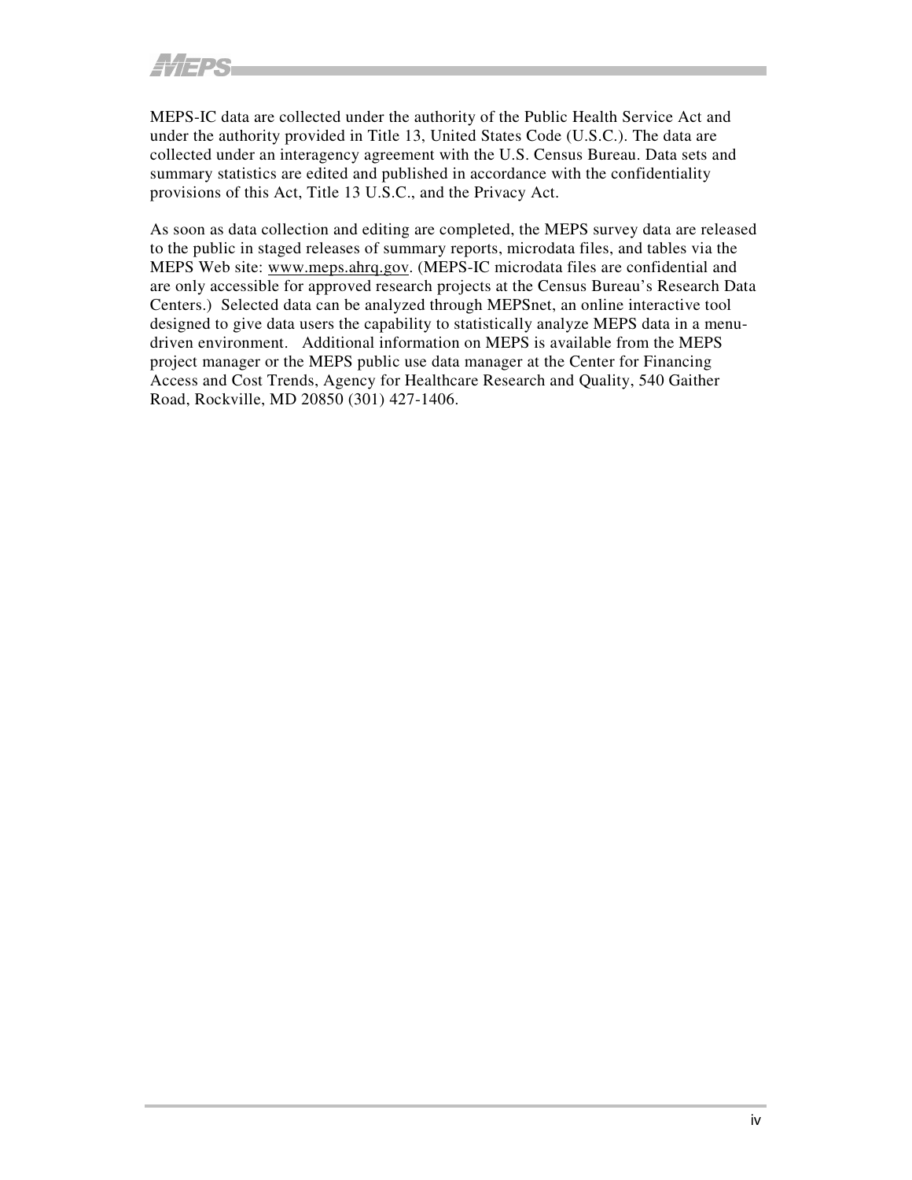MEPS-IC data are collected under the authority of the Public Health Service Act and under the authority provided in Title 13, United States Code (U.S.C.). The data are collected under an interagency agreement with the U.S. Census Bureau. Data sets and summary statistics are edited and published in accordance with the confidentiality provisions of this Act, Title 13 U.S.C., and the Privacy Act.

As soon as data collection and editing are completed, the MEPS survey data are released to the public in staged releases of summary reports, microdata files, and tables via the MEPS Web site: www.meps.ahrq.gov. (MEPS-IC microdata files are confidential and are only accessible for approved research projects at the Census Bureau's Research Data Centers.) Selected data can be analyzed through MEPSnet, an online interactive tool designed to give data users the capability to statistically analyze MEPS data in a menu-driven environment. Additional information on MEPS is available from the MEPS project manager or the MEPS public use data manager at the Center for Financing Access and Cost Trends, Agency for Healthcare Research and Quality, 540 Gaither Road, Rockville, MD 20850 (301) 427-1406.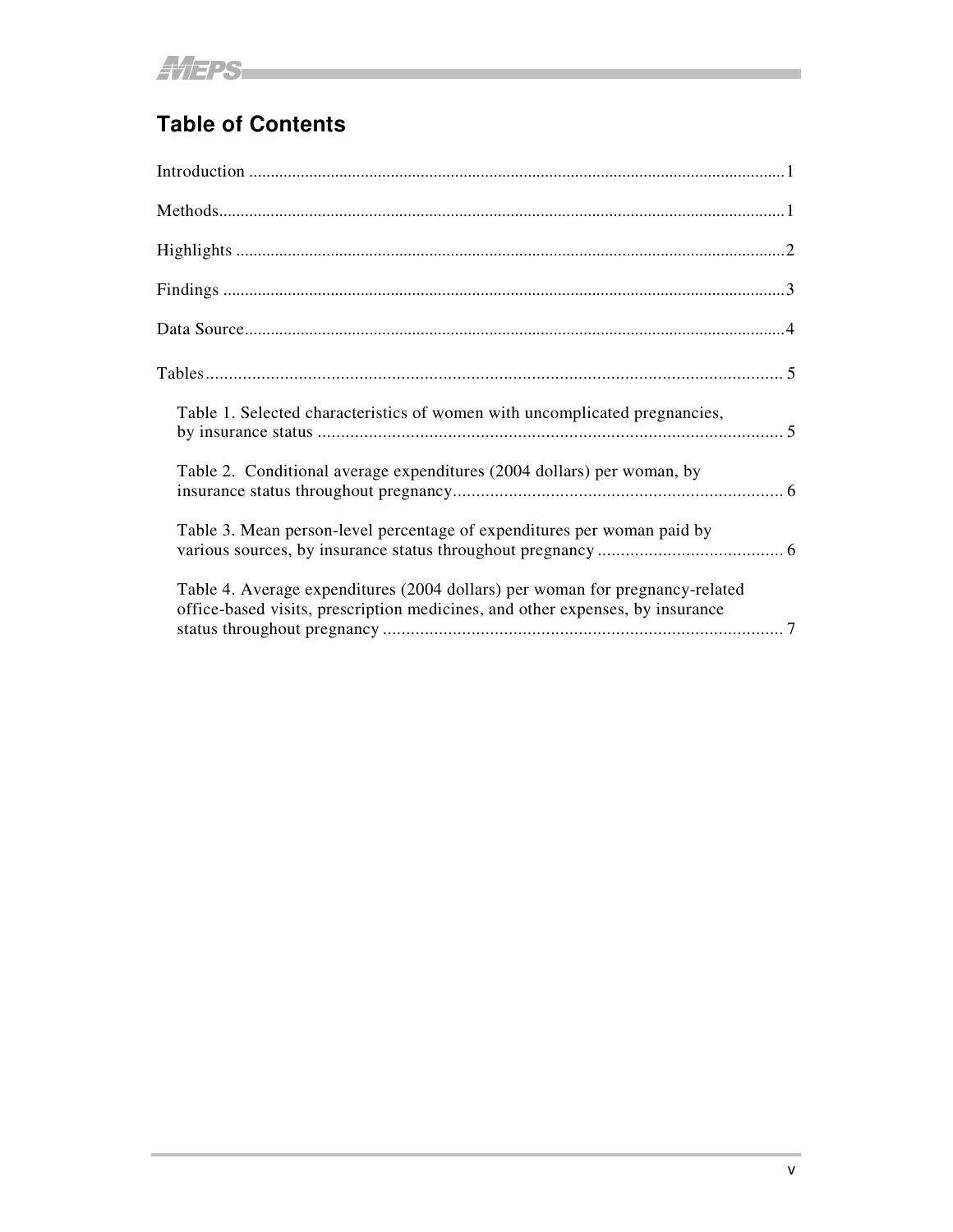## Table of Contents

Introduction ..........................................................................................................................1

Methods.................................................................................................................................1

Highlights .............................................................................................................................2

Findings ................................................................................................................................3

Data Source...........................................................................................................................4

Tables.................................................................................................................................... 5

- Table 1. Selected characteristics of women with uncomplicated pregnancies, by insurance status ..................................................................................................... 5
- Table 2. Conditional average expenditures (2004 dollars) per woman, by insurance status throughout pregnancy....................................................................... 6
- Table 3. Mean person-level percentage of expenditures per woman paid by various sources, by insurance status throughout pregnancy ........................................ 6
- Table 4. Average expenditures (2004 dollars) per woman for pregnancy-related office-based visits, prescription medicines, and other expenses, by insurance status throughout pregnancy ...................................................................................... 7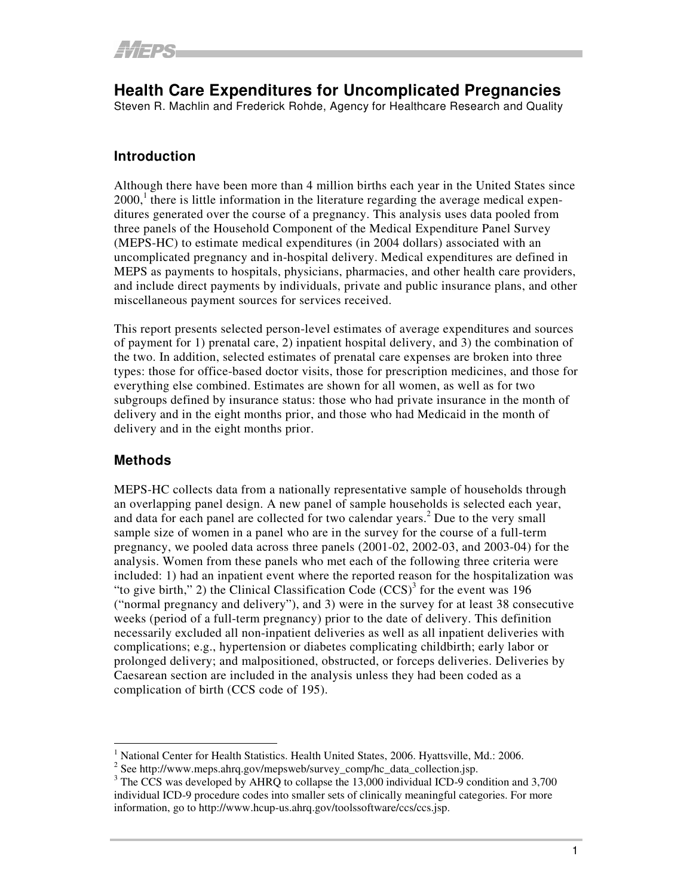# Health Care Expenditures for Uncomplicated Pregnancies

Steven R. Machlin and Frederick Rohde, Agency for Healthcare Research and Quality

## Introduction

Although there have been more than 4 million births each year in the United States since 2000,[1] there is little information in the literature regarding the average medical expenditures generated over the course of a pregnancy. This analysis uses data pooled from three panels of the Household Component of the Medical Expenditure Panel Survey (MEPS-HC) to estimate medical expenditures (in 2004 dollars) associated with an uncomplicated pregnancy and in-hospital delivery. Medical expenditures are defined in MEPS as payments to hospitals, physicians, pharmacies, and other health care providers, and include direct payments by individuals, private and public insurance plans, and other miscellaneous payment sources for services received.

This report presents selected person-level estimates of average expenditures and sources of payment for 1) prenatal care, 2) inpatient hospital delivery, and 3) the combination of the two. In addition, selected estimates of prenatal care expenses are broken into three types: those for office-based doctor visits, those for prescription medicines, and those for everything else combined. Estimates are shown for all women, as well as for two subgroups defined by insurance status: those who had private insurance in the month of delivery and in the eight months prior, and those who had Medicaid in the month of delivery and in the eight months prior.

## Methods

MEPS-HC collects data from a nationally representative sample of households through an overlapping panel design. A new panel of sample households is selected each year, and data for each panel are collected for two calendar years.[2] Due to the very small sample size of women in a panel who are in the survey for the course of a full-term pregnancy, we pooled data across three panels (2001-02, 2002-03, and 2003-04) for the analysis. Women from these panels who met each of the following three criteria were included: 1) had an inpatient event where the reported reason for the hospitalization was "to give birth," 2) the Clinical Classification Code (CCS)[3] for the event was 196 ("normal pregnancy and delivery"), and 3) were in the survey for at least 38 consecutive weeks (period of a full-term pregnancy) prior to the date of delivery. This definition necessarily excluded all non-inpatient deliveries as well as all inpatient deliveries with complications; e.g., hypertension or diabetes complicating childbirth; early labor or prolonged delivery; and malpositioned, obstructed, or forceps deliveries. Deliveries by Caesarean section are included in the analysis unless they had been coded as a complication of birth (CCS code of 195).

---

[1] National Center for Health Statistics. Health United States, 2006. Hyattsville, Md.: 2006.

[2] See http://www.meps.ahrq.gov/mepsweb/survey_comp/hc_data_collection.jsp.

[3] The CCS was developed by AHRQ to collapse the 13,000 individual ICD-9 condition and 3,700 individual ICD-9 procedure codes into smaller sets of clinically meaningful categories. For more information, go to http://www.hcup-us.ahrq.gov/toolssoftware/ccs/ccs.jsp.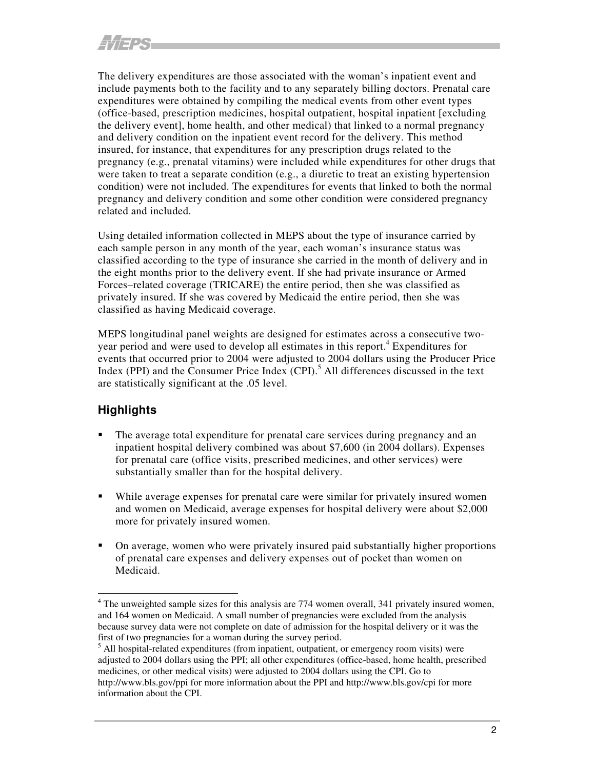The delivery expenditures are those associated with the woman's inpatient event and include payments both to the facility and to any separately billing doctors. Prenatal care expenditures were obtained by compiling the medical events from other event types (office-based, prescription medicines, hospital outpatient, hospital inpatient [excluding the delivery event], home health, and other medical) that linked to a normal pregnancy and delivery condition on the inpatient event record for the delivery. This method insured, for instance, that expenditures for any prescription drugs related to the pregnancy (e.g., prenatal vitamins) were included while expenditures for other drugs that were taken to treat a separate condition (e.g., a diuretic to treat an existing hypertension condition) were not included. The expenditures for events that linked to both the normal pregnancy and delivery condition and some other condition were considered pregnancy related and included.

Using detailed information collected in MEPS about the type of insurance carried by each sample person in any month of the year, each woman's insurance status was classified according to the type of insurance she carried in the month of delivery and in the eight months prior to the delivery event. If she had private insurance or Armed Forces–related coverage (TRICARE) the entire period, then she was classified as privately insured. If she was covered by Medicaid the entire period, then she was classified as having Medicaid coverage.

MEPS longitudinal panel weights are designed for estimates across a consecutive two-year period and were used to develop all estimates in this report.[4] Expenditures for events that occurred prior to 2004 were adjusted to 2004 dollars using the Producer Price Index (PPI) and the Consumer Price Index (CPI).[5] All differences discussed in the text are statistically significant at the .05 level.

## Highlights

- The average total expenditure for prenatal care services during pregnancy and an inpatient hospital delivery combined was about $7,600 (in 2004 dollars). Expenses for prenatal care (office visits, prescribed medicines, and other services) were substantially smaller than for the hospital delivery.

- While average expenses for prenatal care were similar for privately insured women and women on Medicaid, average expenses for hospital delivery were about $2,000 more for privately insured women.

- On average, women who were privately insured paid substantially higher proportions of prenatal care expenses and delivery expenses out of pocket than women on Medicaid.

---

[4] The unweighted sample sizes for this analysis are 774 women overall, 341 privately insured women, and 164 women on Medicaid. A small number of pregnancies were excluded from the analysis because survey data were not complete on date of admission for the hospital delivery or it was the first of two pregnancies for a woman during the survey period.

[5] All hospital-related expenditures (from inpatient, outpatient, or emergency room visits) were adjusted to 2004 dollars using the PPI; all other expenditures (office-based, home health, prescribed medicines, or other medical visits) were adjusted to 2004 dollars using the CPI. Go to http://www.bls.gov/ppi for more information about the PPI and http://www.bls.gov/cpi for more information about the CPI.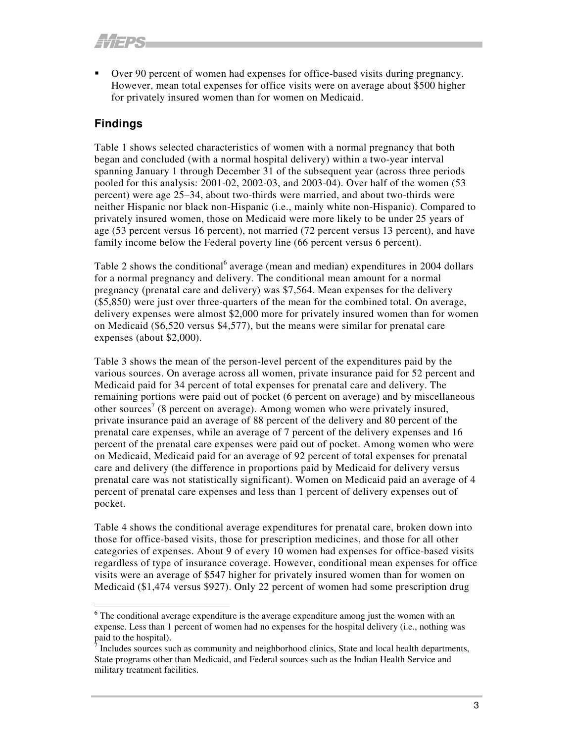- Over 90 percent of women had expenses for office-based visits during pregnancy. However, mean total expenses for office visits were on average about $500 higher for privately insured women than for women on Medicaid.

## Findings

Table 1 shows selected characteristics of women with a normal pregnancy that both began and concluded (with a normal hospital delivery) within a two-year interval spanning January 1 through December 31 of the subsequent year (across three periods pooled for this analysis: 2001-02, 2002-03, and 2003-04). Over half of the women (53 percent) were age 25–34, about two-thirds were married, and about two-thirds were neither Hispanic nor black non-Hispanic (i.e., mainly white non-Hispanic). Compared to privately insured women, those on Medicaid were more likely to be under 25 years of age (53 percent versus 16 percent), not married (72 percent versus 13 percent), and have family income below the Federal poverty line (66 percent versus 6 percent).

Table 2 shows the conditional[6] average (mean and median) expenditures in 2004 dollars for a normal pregnancy and delivery. The conditional mean amount for a normal pregnancy (prenatal care and delivery) was $7,564. Mean expenses for the delivery ($5,850) were just over three-quarters of the mean for the combined total. On average, delivery expenses were almost $2,000 more for privately insured women than for women on Medicaid ($6,520 versus $4,577), but the means were similar for prenatal care expenses (about $2,000).

Table 3 shows the mean of the person-level percent of the expenditures paid by the various sources. On average across all women, private insurance paid for 52 percent and Medicaid paid for 34 percent of total expenses for prenatal care and delivery. The remaining portions were paid out of pocket (6 percent on average) and by miscellaneous other sources[7] (8 percent on average). Among women who were privately insured, private insurance paid an average of 88 percent of the delivery and 80 percent of the prenatal care expenses, while an average of 7 percent of the delivery expenses and 16 percent of the prenatal care expenses were paid out of pocket. Among women who were on Medicaid, Medicaid paid for an average of 92 percent of total expenses for prenatal care and delivery (the difference in proportions paid by Medicaid for delivery versus prenatal care was not statistically significant). Women on Medicaid paid an average of 4 percent of prenatal care expenses and less than 1 percent of delivery expenses out of pocket.

Table 4 shows the conditional average expenditures for prenatal care, broken down into those for office-based visits, those for prescription medicines, and those for all other categories of expenses. About 9 of every 10 women had expenses for office-based visits regardless of type of insurance coverage. However, conditional mean expenses for office visits were an average of $547 higher for privately insured women than for women on Medicaid ($1,474 versus $927). Only 22 percent of women had some prescription drug

---

[6] The conditional average expenditure is the average expenditure among just the women with an expense. Less than 1 percent of women had no expenses for the hospital delivery (i.e., nothing was paid to the hospital).

[7] Includes sources such as community and neighborhood clinics, State and local health departments, State programs other than Medicaid, and Federal sources such as the Indian Health Service and military treatment facilities.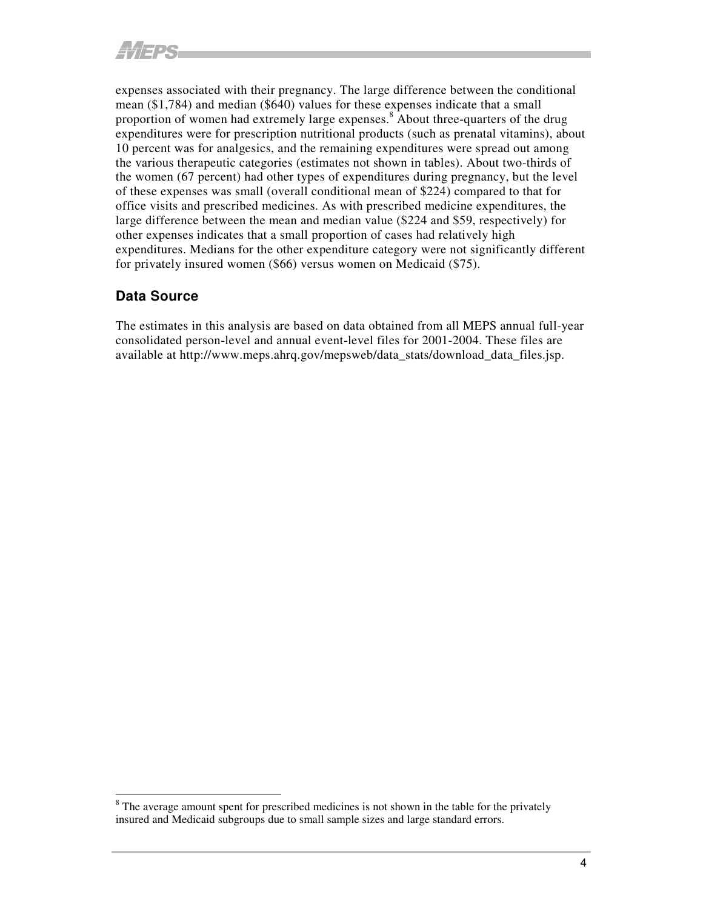expenses associated with their pregnancy. The large difference between the conditional mean ($1,784) and median ($640) values for these expenses indicate that a small proportion of women had extremely large expenses.[8] About three-quarters of the drug expenditures were for prescription nutritional products (such as prenatal vitamins), about 10 percent was for analgesics, and the remaining expenditures were spread out among the various therapeutic categories (estimates not shown in tables). About two-thirds of the women (67 percent) had other types of expenditures during pregnancy, but the level of these expenses was small (overall conditional mean of $224) compared to that for office visits and prescribed medicines. As with prescribed medicine expenditures, the large difference between the mean and median value ($224 and $59, respectively) for other expenses indicates that a small proportion of cases had relatively high expenditures. Medians for the other expenditure category were not significantly different for privately insured women ($66) versus women on Medicaid ($75).

## Data Source

The estimates in this analysis are based on data obtained from all MEPS annual full-year consolidated person-level and annual event-level files for 2001-2004. These files are available at http://www.meps.ahrq.gov/mepsweb/data_stats/download_data_files.jsp.

---

[8] The average amount spent for prescribed medicines is not shown in the table for the privately insured and Medicaid subgroups due to small sample sizes and large standard errors.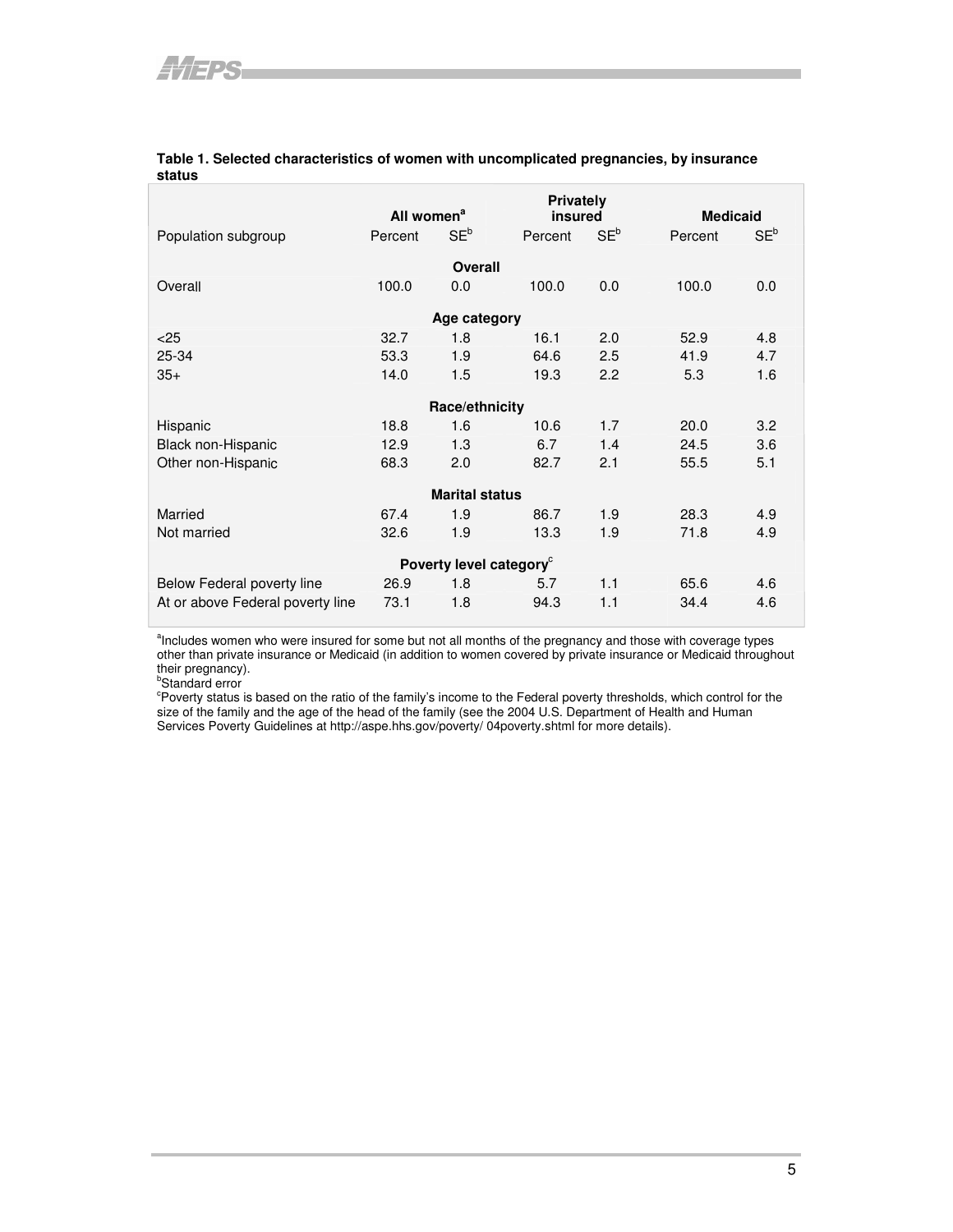**Table 1. Selected characteristics of women with uncomplicated pregnancies, by insurance status**

| Population subgroup | All women[a] | | Privately insured | | Medicaid | |
|---|---|---|---|---|---|---|
| | Percent | SE[b] | Percent | SE[b] | Percent | SE[b] |
| **Overall** | | | | | | |
| Overall | 100.0 | 0.0 | 100.0 | 0.0 | 100.0 | 0.0 |
| **Age category** | | | | | | |
| <25 | 32.7 | 1.8 | 16.1 | 2.0 | 52.9 | 4.8 |
| 25-34 | 53.3 | 1.9 | 64.6 | 2.5 | 41.9 | 4.7 |
| 35+ | 14.0 | 1.5 | 19.3 | 2.2 | 5.3 | 1.6 |
| **Race/ethnicity** | | | | | | |
| Hispanic | 18.8 | 1.6 | 10.6 | 1.7 | 20.0 | 3.2 |
| Black non-Hispanic | 12.9 | 1.3 | 6.7 | 1.4 | 24.5 | 3.6 |
| Other non-Hispanic | 68.3 | 2.0 | 82.7 | 2.1 | 55.5 | 5.1 |
| **Marital status** | | | | | | |
| Married | 67.4 | 1.9 | 86.7 | 1.9 | 28.3 | 4.9 |
| Not married | 32.6 | 1.9 | 13.3 | 1.9 | 71.8 | 4.9 |
| **Poverty level category[c]** | | | | | | |
| Below Federal poverty line | 26.9 | 1.8 | 5.7 | 1.1 | 65.6 | 4.6 |
| At or above Federal poverty line | 73.1 | 1.8 | 94.3 | 1.1 | 34.4 | 4.6 |

[a]Includes women who were insured for some but not all months of the pregnancy and those with coverage types other than private insurance or Medicaid (in addition to women covered by private insurance or Medicaid throughout their pregnancy).
[b]Standard error
[c]Poverty status is based on the ratio of the family's income to the Federal poverty thresholds, which control for the size of the family and the age of the head of the family (see the 2004 U.S. Department of Health and Human Services Poverty Guidelines at http://aspe.hhs.gov/poverty/ 04poverty.shtml for more details).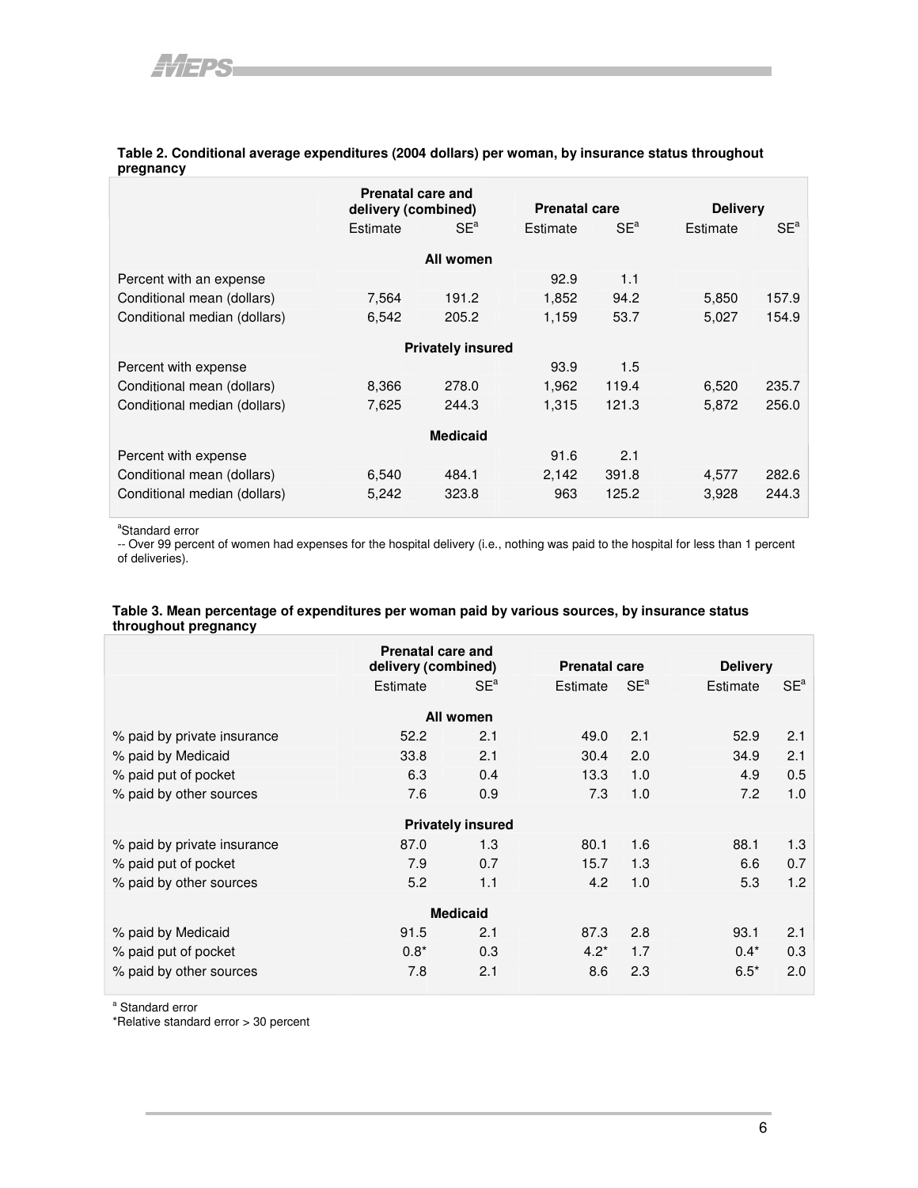**Table 2. Conditional average expenditures (2004 dollars) per woman, by insurance status throughout pregnancy**

| | Prenatal care and delivery (combined) | | Prenatal care | | Delivery | |
|---|---|---|---|---|---|---|
| | Estimate | SE[a] | Estimate | SE[a] | Estimate | SE[a] |
| **All women** | | | | | | |
| Percent with an expense | | | 92.9 | 1.1 | | |
| Conditional mean (dollars) | 7,564 | 191.2 | 1,852 | 94.2 | 5,850 | 157.9 |
| Conditional median (dollars) | 6,542 | 205.2 | 1,159 | 53.7 | 5,027 | 154.9 |
| **Privately insured** | | | | | | |
| Percent with expense | | | 93.9 | 1.5 | | |
| Conditional mean (dollars) | 8,366 | 278.0 | 1,962 | 119.4 | 6,520 | 235.7 |
| Conditional median (dollars) | 7,625 | 244.3 | 1,315 | 121.3 | 5,872 | 256.0 |
| **Medicaid** | | | | | | |
| Percent with expense | | | 91.6 | 2.1 | | |
| Conditional mean (dollars) | 6,540 | 484.1 | 2,142 | 391.8 | 4,577 | 282.6 |
| Conditional median (dollars) | 5,242 | 323.8 | 963 | 125.2 | 3,928 | 244.3 |

[a]Standard error

-- Over 99 percent of women had expenses for the hospital delivery (i.e., nothing was paid to the hospital for less than 1 percent of deliveries).

**Table 3. Mean percentage of expenditures per woman paid by various sources, by insurance status throughout pregnancy**

| | Prenatal care and delivery (combined) | | Prenatal care | | Delivery | |
|---|---|---|---|---|---|---|
| | Estimate | SE[a] | Estimate | SE[a] | Estimate | SE[a] |
| **All women** | | | | | | |
| % paid by private insurance | 52.2 | 2.1 | 49.0 | 2.1 | 52.9 | 2.1 |
| % paid by Medicaid | 33.8 | 2.1 | 30.4 | 2.0 | 34.9 | 2.1 |
| % paid put of pocket | 6.3 | 0.4 | 13.3 | 1.0 | 4.9 | 0.5 |
| % paid by other sources | 7.6 | 0.9 | 7.3 | 1.0 | 7.2 | 1.0 |
| **Privately insured** | | | | | | |
| % paid by private insurance | 87.0 | 1.3 | 80.1 | 1.6 | 88.1 | 1.3 |
| % paid put of pocket | 7.9 | 0.7 | 15.7 | 1.3 | 6.6 | 0.7 |
| % paid by other sources | 5.2 | 1.1 | 4.2 | 1.0 | 5.3 | 1.2 |
| **Medicaid** | | | | | | |
| % paid by Medicaid | 91.5 | 2.1 | 87.3 | 2.8 | 93.1 | 2.1 |
| % paid put of pocket | 0.8* | 0.3 | 4.2* | 1.7 | 0.4* | 0.3 |
| % paid by other sources | 7.8 | 2.1 | 8.6 | 2.3 | 6.5* | 2.0 |

[a] Standard error

*Relative standard error > 30 percent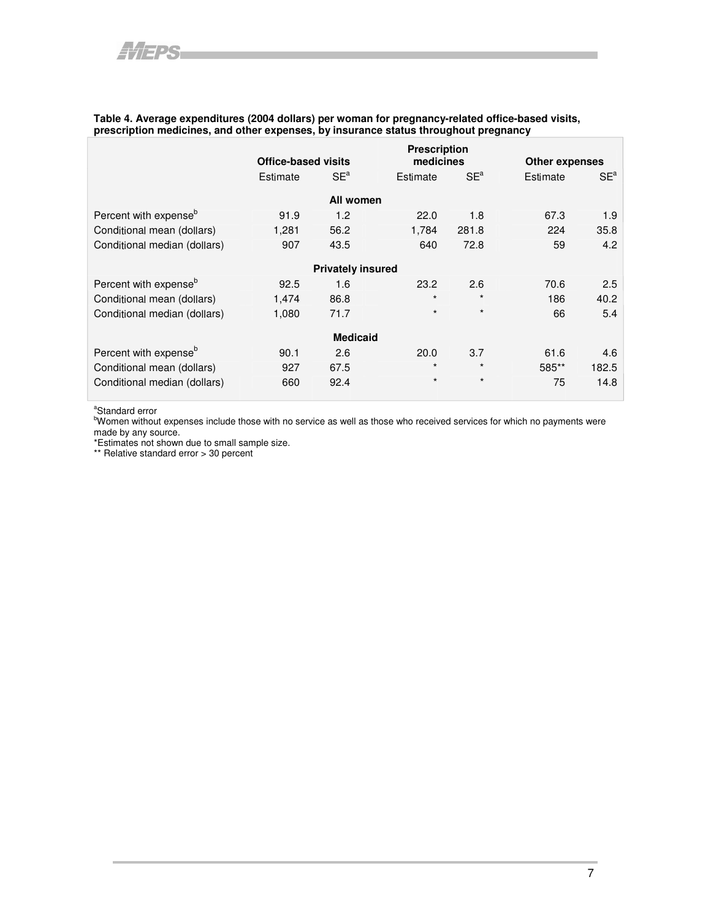**Table 4. Average expenditures (2004 dollars) per woman for pregnancy-related office-based visits, prescription medicines, and other expenses, by insurance status throughout pregnancy**

| | Office-based visits | | Prescription medicines | | Other expenses | |
|---|---|---|---|---|---|---|
| | Estimate | SE[a] | Estimate | SE[a] | Estimate | SE[a] |
| **All women** | | | | | | |
| Percent with expense[b] | 91.9 | 1.2 | 22.0 | 1.8 | 67.3 | 1.9 |
| Conditional mean (dollars) | 1,281 | 56.2 | 1,784 | 281.8 | 224 | 35.8 |
| Conditional median (dollars) | 907 | 43.5 | 640 | 72.8 | 59 | 4.2 |
| **Privately insured** | | | | | | |
| Percent with expense[b] | 92.5 | 1.6 | 23.2 | 2.6 | 70.6 | 2.5 |
| Conditional mean (dollars) | 1,474 | 86.8 | * | * | 186 | 40.2 |
| Conditional median (dollars) | 1,080 | 71.7 | * | * | 66 | 5.4 |
| **Medicaid** | | | | | | |
| Percent with expense[b] | 90.1 | 2.6 | 20.0 | 3.7 | 61.6 | 4.6 |
| Conditional mean (dollars) | 927 | 67.5 | * | * | 585** | 182.5 |
| Conditional median (dollars) | 660 | 92.4 | * | * | 75 | 14.8 |

[a]Standard error

[b]Women without expenses include those with no service as well as those who received services for which no payments were made by any source.

*Estimates not shown due to small sample size.

** Relative standard error > 30 percent